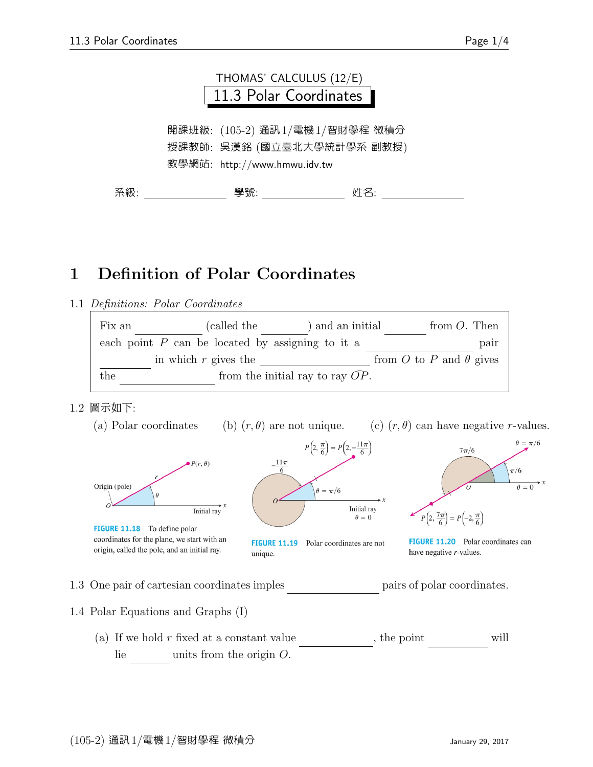THOMAS' CALCULUS (12/E)

# 11.3 Polar Coordinates

開課班級: (105-2) 通訊1/電機1/智財學程 微積分
授課教師: 吳漢銘 (國立臺北大學統計學系 副教授)
教學網站: http://www.hmwu.idv.tw

系級: ______________ 學號: ______________ 姓名: ______________

## 1 Definition of Polar Coordinates

1.1 *Definitions: Polar Coordinates*

> Fix an __________ (called the ________) and an initial ________ from $O$. Then each point $P$ can be located by assigning to it a ________________ pair ________ in which $r$ gives the ________________ from $O$ to $P$ and $\theta$ gives the ______________ from the initial ray to ray $\bar{OP}$.

1.2 圖示如下:

(a) Polar coordinates (b) $(r, \theta)$ are not unique. (c) $(r, \theta)$ can have negative $r$-values.

**FIGURE 11.18** To define polar coordinates for the plane, we start with an origin, called the pole, and an initial ray.

**FIGURE 11.19** Polar coordinates are not unique.

**FIGURE 11.20** Polar coordinates can have negative $r$-values.

1.3 One pair of cartesian coordinates imples ______________ pairs of polar coordinates.

1.4 Polar Equations and Graphs (I)

(a) If we hold $r$ fixed at a constant value __________, the point ________ will lie ______ units from the origin $O$.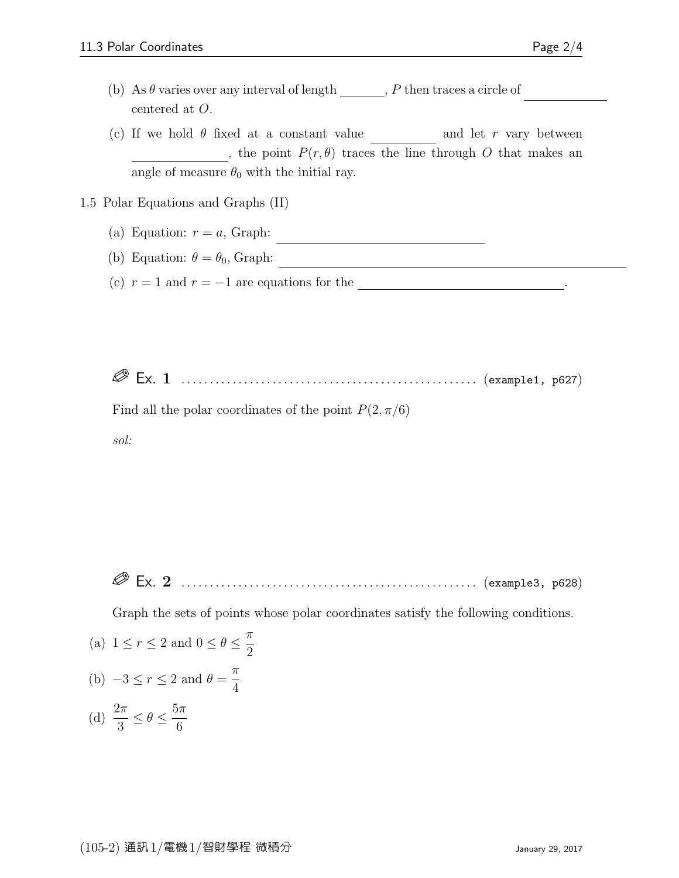(b) As $\theta$ varies over any interval of length \_\_\_\_\_\_\_, $P$ then traces a circle of \_\_\_\_\_\_\_\_\_\_\_\_\_ centered at $O$.

(c) If we hold $\theta$ fixed at a constant value \_\_\_\_\_\_\_\_\_\_ and let $r$ vary between \_\_\_\_\_\_\_\_\_\_\_\_\_\_, the point $P(r, \theta)$ traces the line through $O$ that makes an angle of measure $\theta_0$ with the initial ray.

1.5 Polar Equations and Graphs (II)

(a) Equation: $r = a$, Graph: \_\_\_\_\_\_\_\_\_\_\_\_\_\_\_\_\_\_\_\_\_\_\_\_\_\_\_\_\_\_\_\_

(b) Equation: $\theta = \theta_0$, Graph: \_\_\_\_\_\_\_\_\_\_\_\_\_\_\_\_\_\_\_\_\_\_\_\_\_\_\_\_\_\_\_\_\_\_\_\_\_\_\_\_\_\_\_\_\_\_\_\_\_\_\_\_

(c) $r = 1$ and $r = -1$ are equations for the \_\_\_\_\_\_\_\_\_\_\_\_\_\_\_\_\_\_\_\_\_\_\_\_\_\_\_\_\_\_\_\_.

**Ex. 1** ................................................... (example1, p627)

Find all the polar coordinates of the point $P(2, \pi/6)$

*sol:*

**Ex. 2** ................................................... (example3, p628)

Graph the sets of points whose polar coordinates satisfy the following conditions.

(a) $1 \leq r \leq 2$ and $0 \leq \theta \leq \dfrac{\pi}{2}$

(b) $-3 \leq r \leq 2$ and $\theta = \dfrac{\pi}{4}$

(d) $\dfrac{2\pi}{3} \leq \theta \leq \dfrac{5\pi}{6}$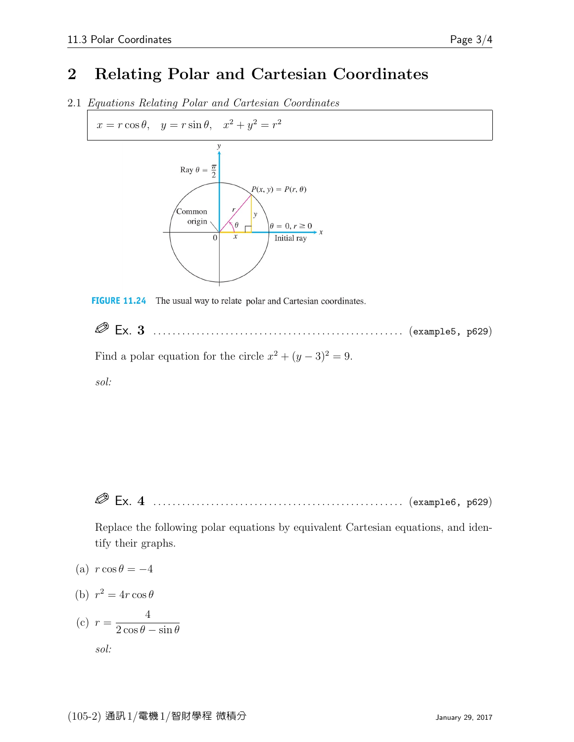# 2 Relating Polar and Cartesian Coordinates

2.1 *Equations Relating Polar and Cartesian Coordinates*

$$x = r\cos\theta, \quad y = r\sin\theta, \quad x^2 + y^2 = r^2$$

**FIGURE 11.24** The usual way to relate polar and Cartesian coordinates.

**Ex. 3** ........................................ (example5, p629)

Find a polar equation for the circle $x^2 + (y-3)^2 = 9$.

*sol:*

**Ex. 4** ........................................ (example6, p629)

Replace the following polar equations by equivalent Cartesian equations, and identify their graphs.

(a) $r\cos\theta = -4$

(b) $r^2 = 4r\cos\theta$

(c) $r = \dfrac{4}{2\cos\theta - \sin\theta}$

*sol:*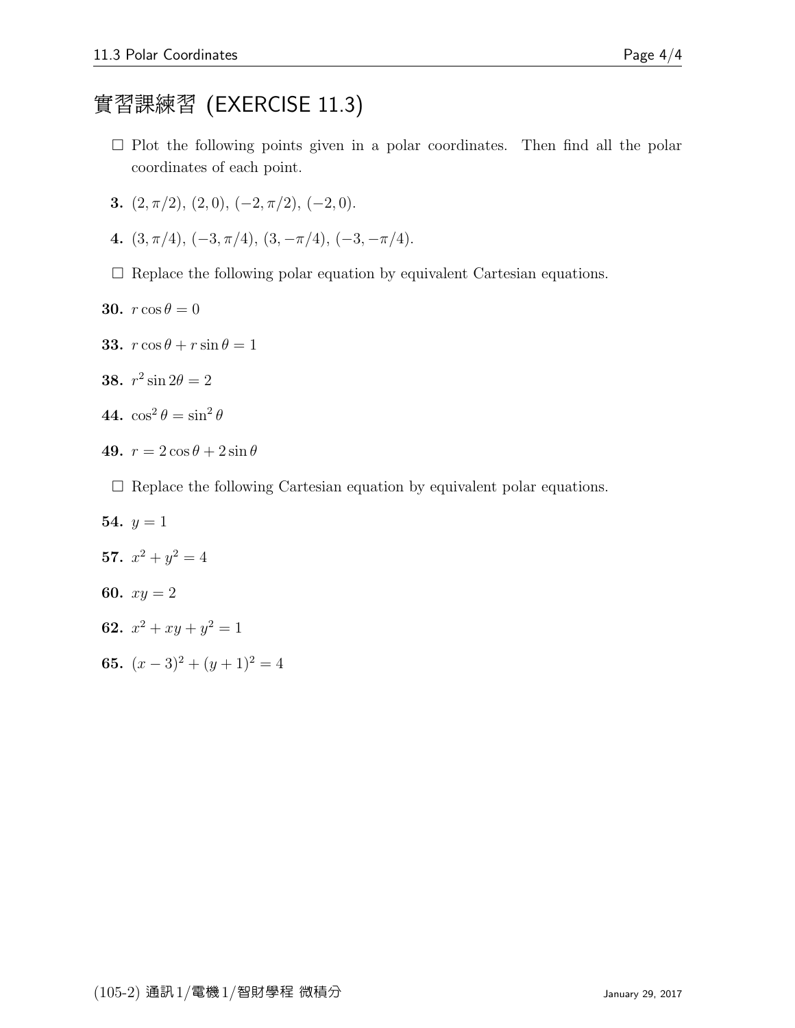## 實習課練習 (EXERCISE 11.3)

☐ Plot the following points given in a polar coordinates. Then find all the polar coordinates of each point.

**3.** $(2, \pi/2)$, $(2, 0)$, $(-2, \pi/2)$, $(-2, 0)$.

**4.** $(3, \pi/4)$, $(-3, \pi/4)$, $(3, -\pi/4)$, $(-3, -\pi/4)$.

☐ Replace the following polar equation by equivalent Cartesian equations.

**30.** $r \cos\theta = 0$

**33.** $r \cos\theta + r \sin\theta = 1$

**38.** $r^2 \sin 2\theta = 2$

**44.** $\cos^2\theta = \sin^2\theta$

**49.** $r = 2\cos\theta + 2\sin\theta$

☐ Replace the following Cartesian equation by equivalent polar equations.

**54.** $y = 1$

**57.** $x^2 + y^2 = 4$

**60.** $xy = 2$

**62.** $x^2 + xy + y^2 = 1$

**65.** $(x-3)^2 + (y+1)^2 = 4$